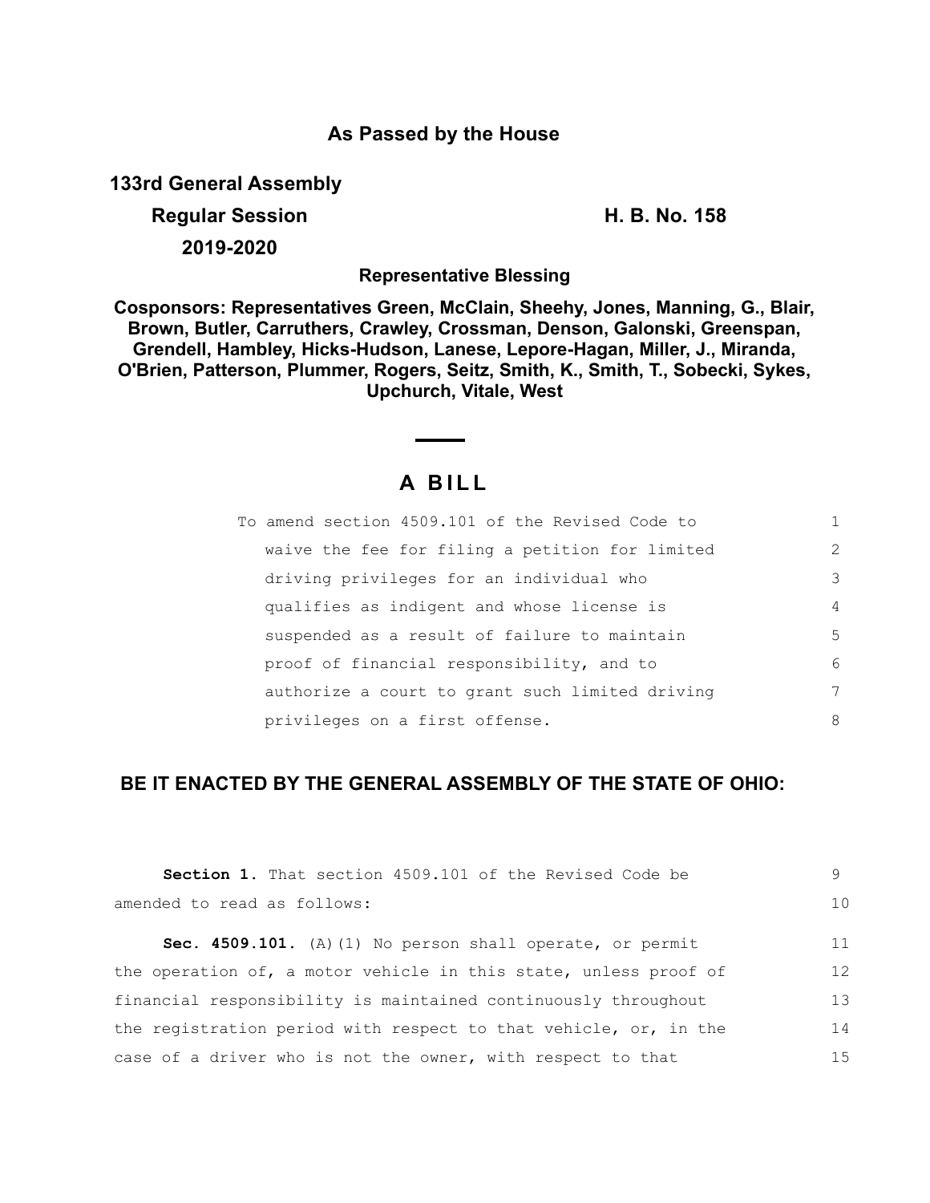**As Passed by the House**

**133rd General Assembly**

**Regular Session** **H. B. No. 158**

**2019-2020**

**Representative Blessing**

**Cosponsors: Representatives Green, McClain, Sheehy, Jones, Manning, G., Blair, Brown, Butler, Carruthers, Crawley, Crossman, Denson, Galonski, Greenspan, Grendell, Hambley, Hicks-Hudson, Lanese, Lepore-Hagan, Miller, J., Miranda, O'Brien, Patterson, Plummer, Rogers, Seitz, Smith, K., Smith, T., Sobecki, Sykes, Upchurch, Vitale, West**

# A BILL

To amend section 4509.101 of the Revised Code to waive the fee for filing a petition for limited driving privileges for an individual who qualifies as indigent and whose license is suspended as a result of failure to maintain proof of financial responsibility, and to authorize a court to grant such limited driving privileges on a first offense.

## BE IT ENACTED BY THE GENERAL ASSEMBLY OF THE STATE OF OHIO:

**Section 1.** That section 4509.101 of the Revised Code be amended to read as follows:

**Sec. 4509.101.** (A)(1) No person shall operate, or permit the operation of, a motor vehicle in this state, unless proof of financial responsibility is maintained continuously throughout the registration period with respect to that vehicle, or, in the case of a driver who is not the owner, with respect to that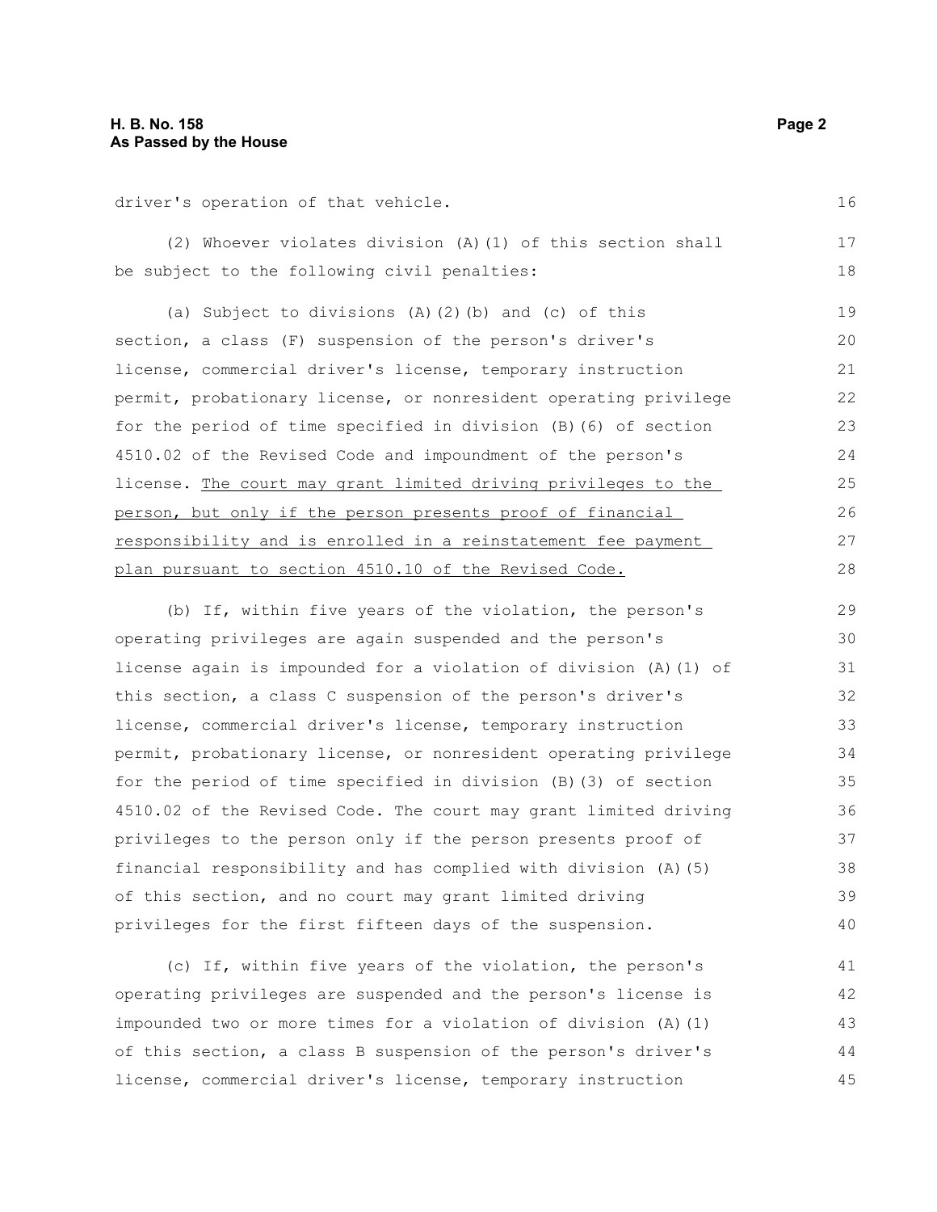driver's operation of that vehicle.

(2) Whoever violates division (A)(1) of this section shall be subject to the following civil penalties:

(a) Subject to divisions (A)(2)(b) and (c) of this section, a class (F) suspension of the person's driver's license, commercial driver's license, temporary instruction permit, probationary license, or nonresident operating privilege for the period of time specified in division (B)(6) of section 4510.02 of the Revised Code and impoundment of the person's license. <u>The court may grant limited driving privileges to the person, but only if the person presents proof of financial responsibility and is enrolled in a reinstatement fee payment plan pursuant to section 4510.10 of the Revised Code.</u>

(b) If, within five years of the violation, the person's operating privileges are again suspended and the person's license again is impounded for a violation of division (A)(1) of this section, a class C suspension of the person's driver's license, commercial driver's license, temporary instruction permit, probationary license, or nonresident operating privilege for the period of time specified in division (B)(3) of section 4510.02 of the Revised Code. The court may grant limited driving privileges to the person only if the person presents proof of financial responsibility and has complied with division (A)(5) of this section, and no court may grant limited driving privileges for the first fifteen days of the suspension.

(c) If, within five years of the violation, the person's operating privileges are suspended and the person's license is impounded two or more times for a violation of division (A)(1) of this section, a class B suspension of the person's driver's license, commercial driver's license, temporary instruction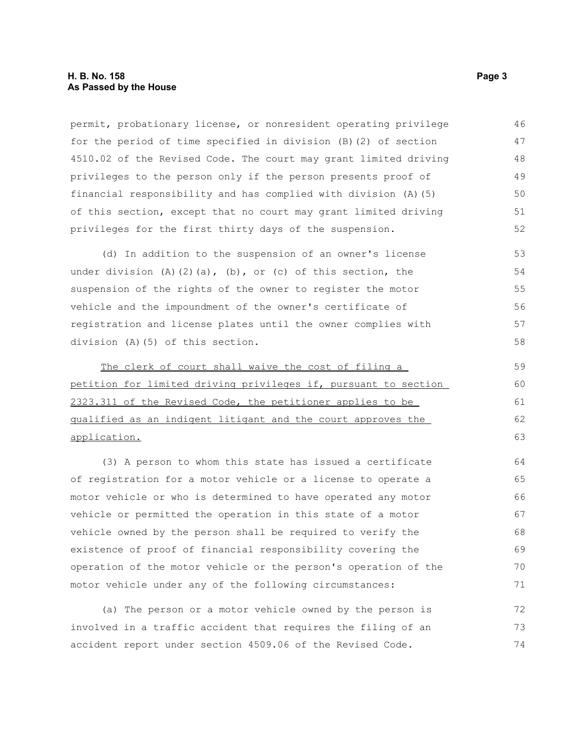permit, probationary license, or nonresident operating privilege for the period of time specified in division (B)(2) of section 4510.02 of the Revised Code. The court may grant limited driving privileges to the person only if the person presents proof of financial responsibility and has complied with division (A)(5) of this section, except that no court may grant limited driving privileges for the first thirty days of the suspension.

(d) In addition to the suspension of an owner's license under division (A)(2)(a), (b), or (c) of this section, the suspension of the rights of the owner to register the motor vehicle and the impoundment of the owner's certificate of registration and license plates until the owner complies with division (A)(5) of this section.

<u>The clerk of court shall waive the cost of filing a petition for limited driving privileges if, pursuant to section 2323.311 of the Revised Code, the petitioner applies to be qualified as an indigent litigant and the court approves the application.</u>

(3) A person to whom this state has issued a certificate of registration for a motor vehicle or a license to operate a motor vehicle or who is determined to have operated any motor vehicle or permitted the operation in this state of a motor vehicle owned by the person shall be required to verify the existence of proof of financial responsibility covering the operation of the motor vehicle or the person's operation of the motor vehicle under any of the following circumstances:

(a) The person or a motor vehicle owned by the person is involved in a traffic accident that requires the filing of an accident report under section 4509.06 of the Revised Code.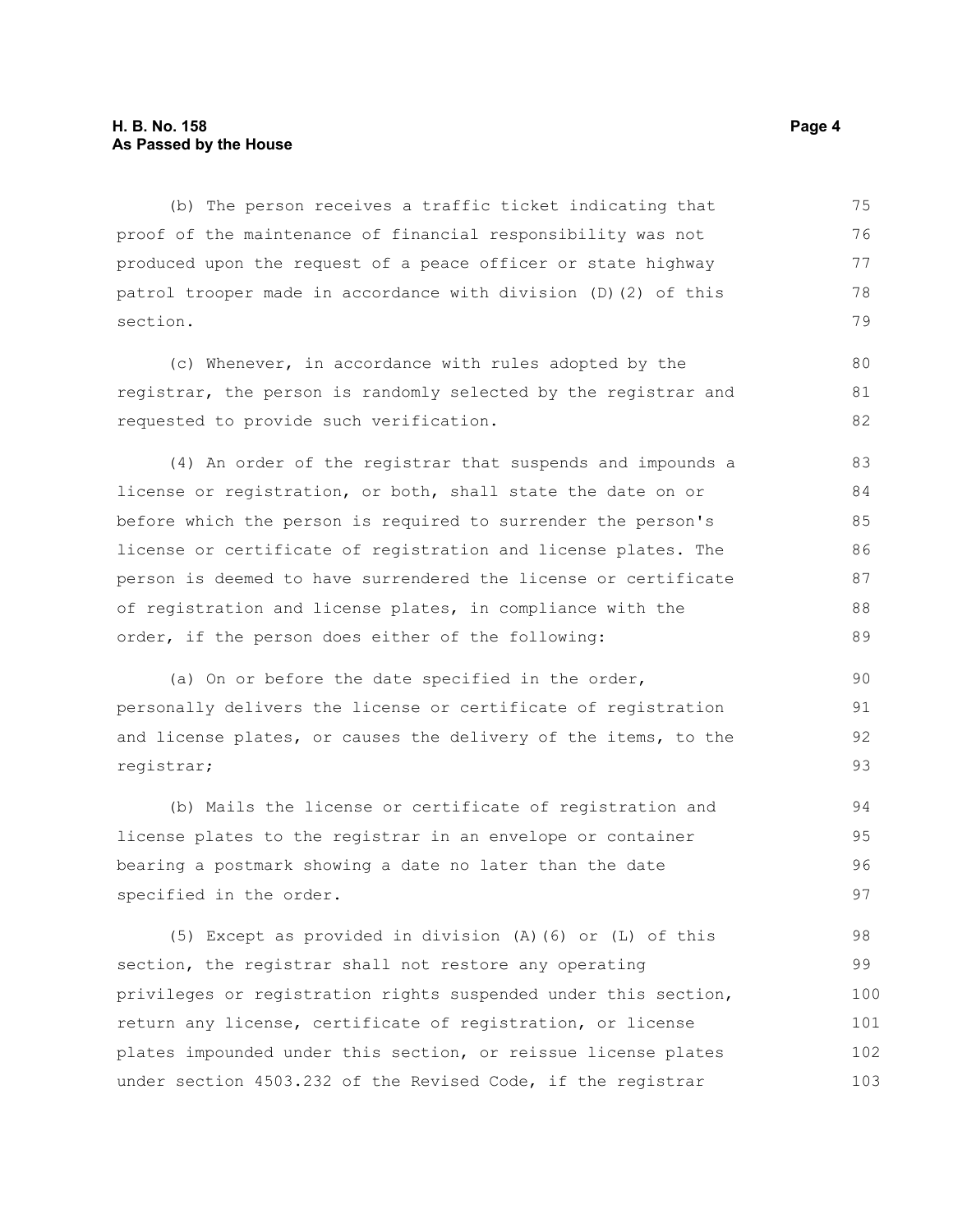(b) The person receives a traffic ticket indicating that proof of the maintenance of financial responsibility was not produced upon the request of a peace officer or state highway patrol trooper made in accordance with division (D)(2) of this section.

(c) Whenever, in accordance with rules adopted by the registrar, the person is randomly selected by the registrar and requested to provide such verification.

(4) An order of the registrar that suspends and impounds a license or registration, or both, shall state the date on or before which the person is required to surrender the person's license or certificate of registration and license plates. The person is deemed to have surrendered the license or certificate of registration and license plates, in compliance with the order, if the person does either of the following:

(a) On or before the date specified in the order, personally delivers the license or certificate of registration and license plates, or causes the delivery of the items, to the registrar;

(b) Mails the license or certificate of registration and license plates to the registrar in an envelope or container bearing a postmark showing a date no later than the date specified in the order.

(5) Except as provided in division (A)(6) or (L) of this section, the registrar shall not restore any operating privileges or registration rights suspended under this section, return any license, certificate of registration, or license plates impounded under this section, or reissue license plates under section 4503.232 of the Revised Code, if the registrar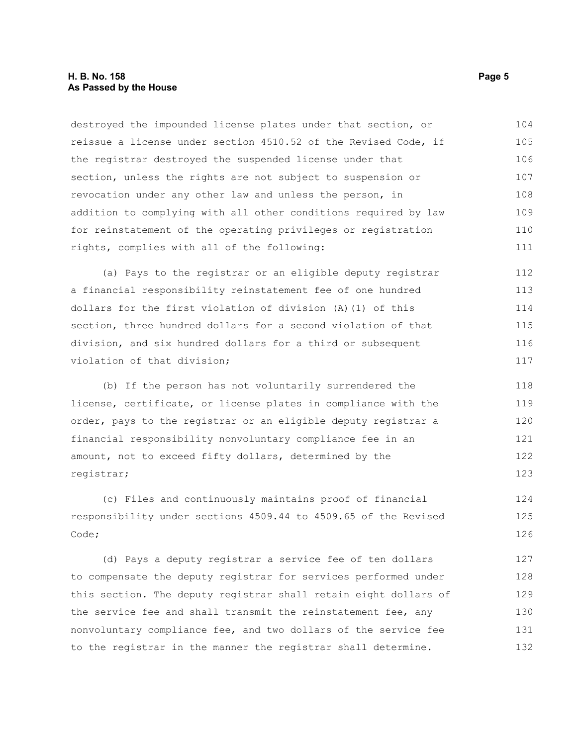destroyed the impounded license plates under that section, or reissue a license under section 4510.52 of the Revised Code, if the registrar destroyed the suspended license under that section, unless the rights are not subject to suspension or revocation under any other law and unless the person, in addition to complying with all other conditions required by law for reinstatement of the operating privileges or registration rights, complies with all of the following:

(a) Pays to the registrar or an eligible deputy registrar a financial responsibility reinstatement fee of one hundred dollars for the first violation of division (A)(1) of this section, three hundred dollars for a second violation of that division, and six hundred dollars for a third or subsequent violation of that division;

(b) If the person has not voluntarily surrendered the license, certificate, or license plates in compliance with the order, pays to the registrar or an eligible deputy registrar a financial responsibility nonvoluntary compliance fee in an amount, not to exceed fifty dollars, determined by the registrar;

(c) Files and continuously maintains proof of financial responsibility under sections 4509.44 to 4509.65 of the Revised Code;

(d) Pays a deputy registrar a service fee of ten dollars to compensate the deputy registrar for services performed under this section. The deputy registrar shall retain eight dollars of the service fee and shall transmit the reinstatement fee, any nonvoluntary compliance fee, and two dollars of the service fee to the registrar in the manner the registrar shall determine.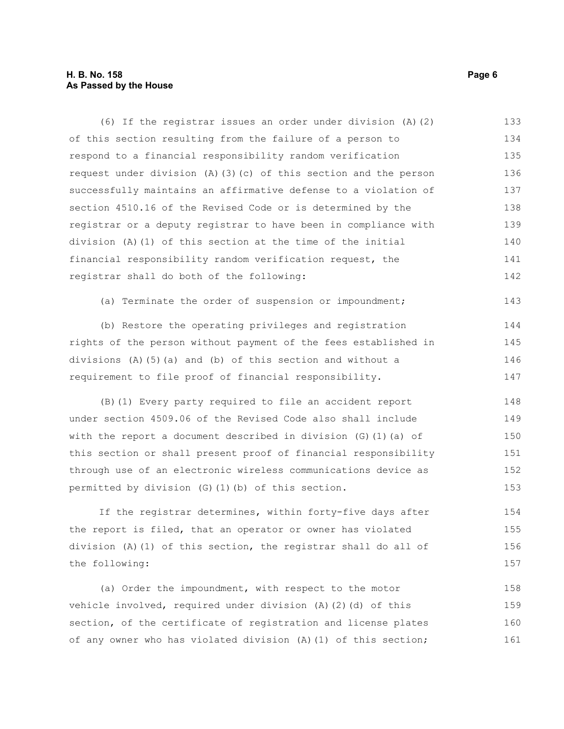(6) If the registrar issues an order under division (A)(2) of this section resulting from the failure of a person to respond to a financial responsibility random verification request under division (A)(3)(c) of this section and the person successfully maintains an affirmative defense to a violation of section 4510.16 of the Revised Code or is determined by the registrar or a deputy registrar to have been in compliance with division (A)(1) of this section at the time of the initial financial responsibility random verification request, the registrar shall do both of the following:

(a) Terminate the order of suspension or impoundment;

(b) Restore the operating privileges and registration rights of the person without payment of the fees established in divisions (A)(5)(a) and (b) of this section and without a requirement to file proof of financial responsibility.

(B)(1) Every party required to file an accident report under section 4509.06 of the Revised Code also shall include with the report a document described in division (G)(1)(a) of this section or shall present proof of financial responsibility through use of an electronic wireless communications device as permitted by division (G)(1)(b) of this section.

If the registrar determines, within forty-five days after the report is filed, that an operator or owner has violated division (A)(1) of this section, the registrar shall do all of the following:

(a) Order the impoundment, with respect to the motor vehicle involved, required under division (A)(2)(d) of this section, of the certificate of registration and license plates of any owner who has violated division (A)(1) of this section;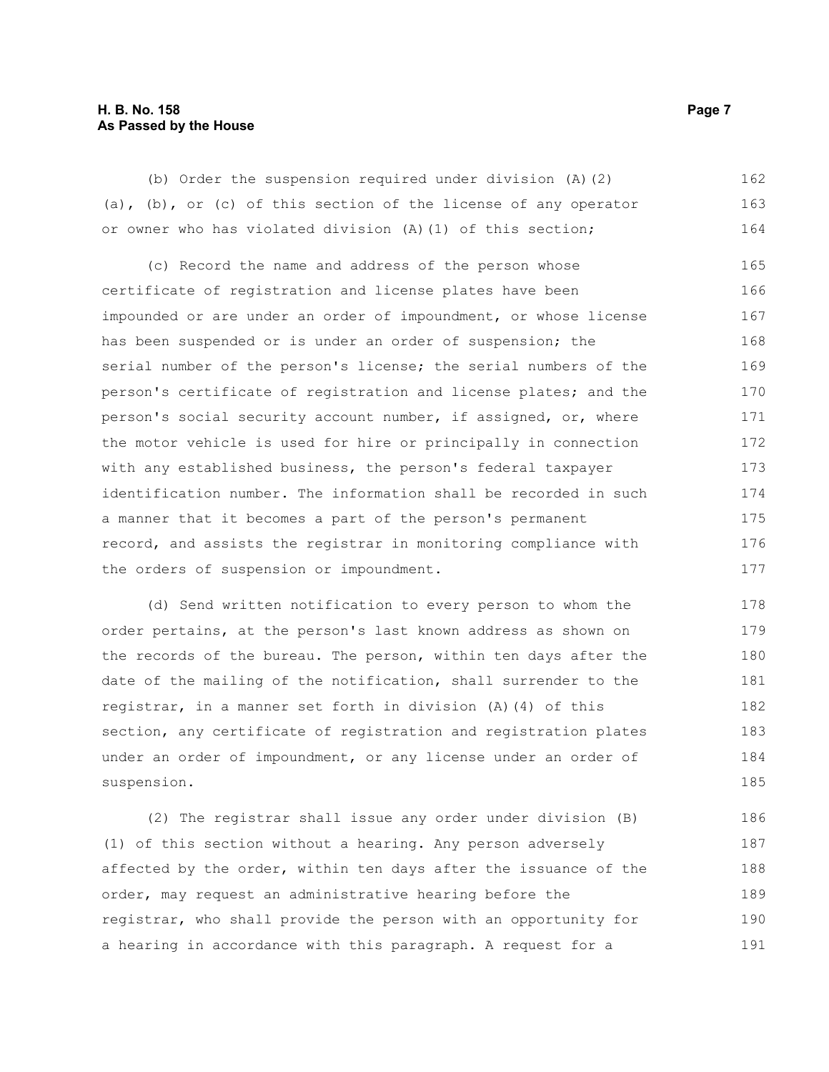(b) Order the suspension required under division (A)(2)(a), (b), or (c) of this section of the license of any operator or owner who has violated division (A)(1) of this section;

(c) Record the name and address of the person whose certificate of registration and license plates have been impounded or are under an order of impoundment, or whose license has been suspended or is under an order of suspension; the serial number of the person's license; the serial numbers of the person's certificate of registration and license plates; and the person's social security account number, if assigned, or, where the motor vehicle is used for hire or principally in connection with any established business, the person's federal taxpayer identification number. The information shall be recorded in such a manner that it becomes a part of the person's permanent record, and assists the registrar in monitoring compliance with the orders of suspension or impoundment.

(d) Send written notification to every person to whom the order pertains, at the person's last known address as shown on the records of the bureau. The person, within ten days after the date of the mailing of the notification, shall surrender to the registrar, in a manner set forth in division (A)(4) of this section, any certificate of registration and registration plates under an order of impoundment, or any license under an order of suspension.

(2) The registrar shall issue any order under division (B)(1) of this section without a hearing. Any person adversely affected by the order, within ten days after the issuance of the order, may request an administrative hearing before the registrar, who shall provide the person with an opportunity for a hearing in accordance with this paragraph. A request for a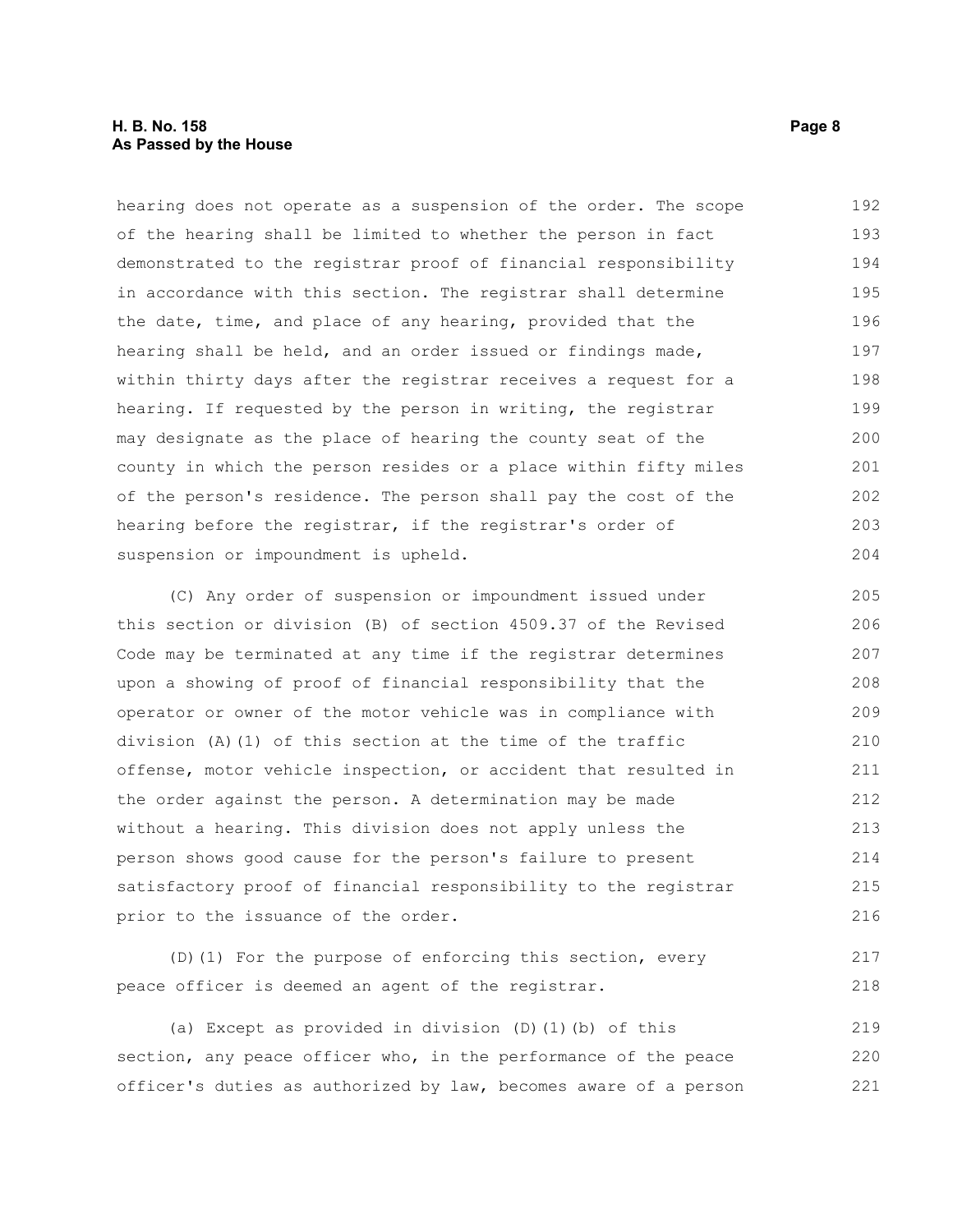hearing does not operate as a suspension of the order. The scope of the hearing shall be limited to whether the person in fact demonstrated to the registrar proof of financial responsibility in accordance with this section. The registrar shall determine the date, time, and place of any hearing, provided that the hearing shall be held, and an order issued or findings made, within thirty days after the registrar receives a request for a hearing. If requested by the person in writing, the registrar may designate as the place of hearing the county seat of the county in which the person resides or a place within fifty miles of the person's residence. The person shall pay the cost of the hearing before the registrar, if the registrar's order of suspension or impoundment is upheld.

(C) Any order of suspension or impoundment issued under this section or division (B) of section 4509.37 of the Revised Code may be terminated at any time if the registrar determines upon a showing of proof of financial responsibility that the operator or owner of the motor vehicle was in compliance with division (A)(1) of this section at the time of the traffic offense, motor vehicle inspection, or accident that resulted in the order against the person. A determination may be made without a hearing. This division does not apply unless the person shows good cause for the person's failure to present satisfactory proof of financial responsibility to the registrar prior to the issuance of the order.

(D)(1) For the purpose of enforcing this section, every peace officer is deemed an agent of the registrar.

(a) Except as provided in division (D)(1)(b) of this section, any peace officer who, in the performance of the peace officer's duties as authorized by law, becomes aware of a person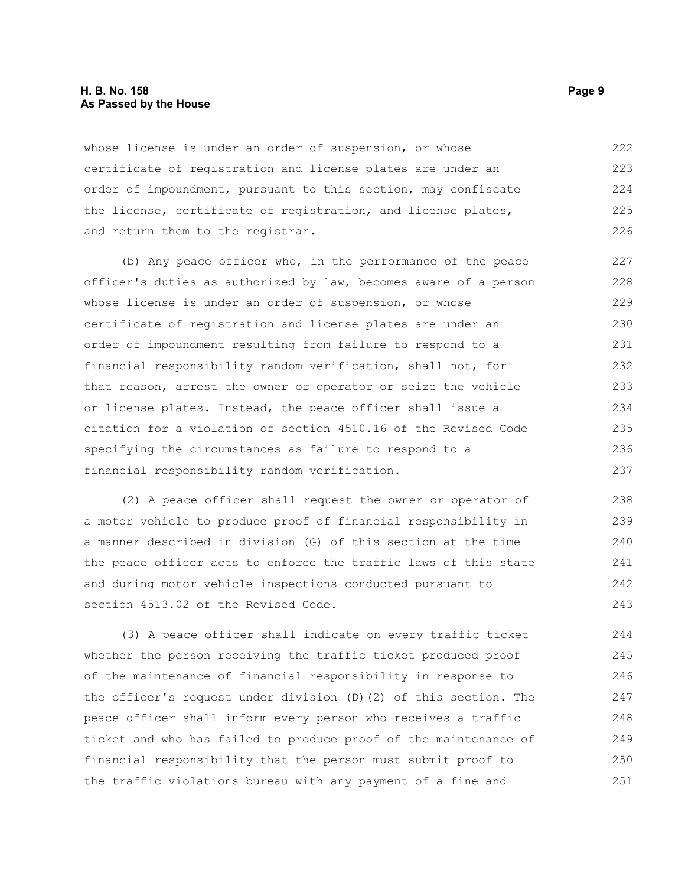whose license is under an order of suspension, or whose certificate of registration and license plates are under an order of impoundment, pursuant to this section, may confiscate the license, certificate of registration, and license plates, and return them to the registrar.

(b) Any peace officer who, in the performance of the peace officer's duties as authorized by law, becomes aware of a person whose license is under an order of suspension, or whose certificate of registration and license plates are under an order of impoundment resulting from failure to respond to a financial responsibility random verification, shall not, for that reason, arrest the owner or operator or seize the vehicle or license plates. Instead, the peace officer shall issue a citation for a violation of section 4510.16 of the Revised Code specifying the circumstances as failure to respond to a financial responsibility random verification.

(2) A peace officer shall request the owner or operator of a motor vehicle to produce proof of financial responsibility in a manner described in division (G) of this section at the time the peace officer acts to enforce the traffic laws of this state and during motor vehicle inspections conducted pursuant to section 4513.02 of the Revised Code.

(3) A peace officer shall indicate on every traffic ticket whether the person receiving the traffic ticket produced proof of the maintenance of financial responsibility in response to the officer's request under division (D)(2) of this section. The peace officer shall inform every person who receives a traffic ticket and who has failed to produce proof of the maintenance of financial responsibility that the person must submit proof to the traffic violations bureau with any payment of a fine and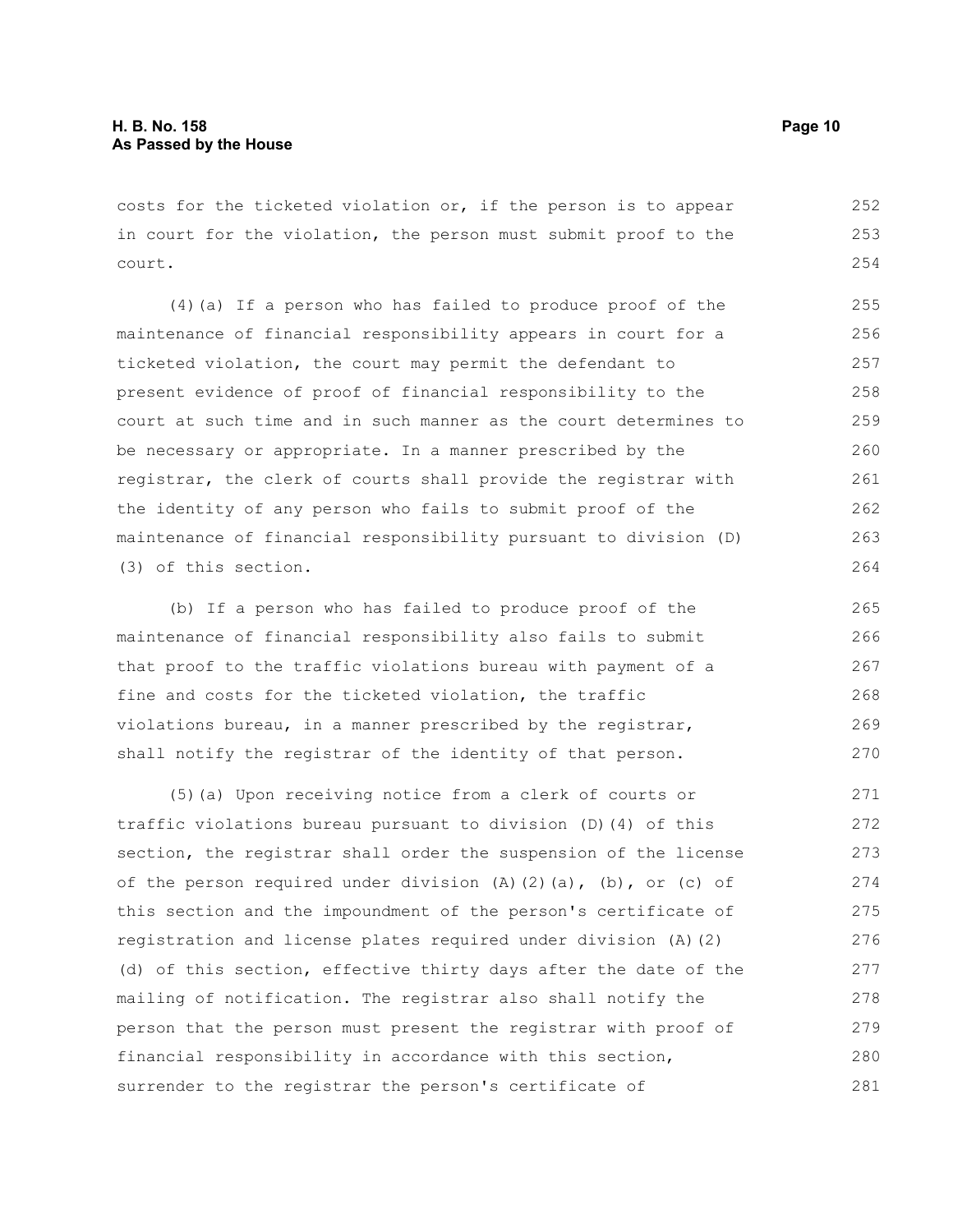costs for the ticketed violation or, if the person is to appear in court for the violation, the person must submit proof to the court.

(4)(a) If a person who has failed to produce proof of the maintenance of financial responsibility appears in court for a ticketed violation, the court may permit the defendant to present evidence of proof of financial responsibility to the court at such time and in such manner as the court determines to be necessary or appropriate. In a manner prescribed by the registrar, the clerk of courts shall provide the registrar with the identity of any person who fails to submit proof of the maintenance of financial responsibility pursuant to division (D)(3) of this section.

(b) If a person who has failed to produce proof of the maintenance of financial responsibility also fails to submit that proof to the traffic violations bureau with payment of a fine and costs for the ticketed violation, the traffic violations bureau, in a manner prescribed by the registrar, shall notify the registrar of the identity of that person.

(5)(a) Upon receiving notice from a clerk of courts or traffic violations bureau pursuant to division (D)(4) of this section, the registrar shall order the suspension of the license of the person required under division (A)(2)(a), (b), or (c) of this section and the impoundment of the person's certificate of registration and license plates required under division (A)(2)(d) of this section, effective thirty days after the date of the mailing of notification. The registrar also shall notify the person that the person must present the registrar with proof of financial responsibility in accordance with this section, surrender to the registrar the person's certificate of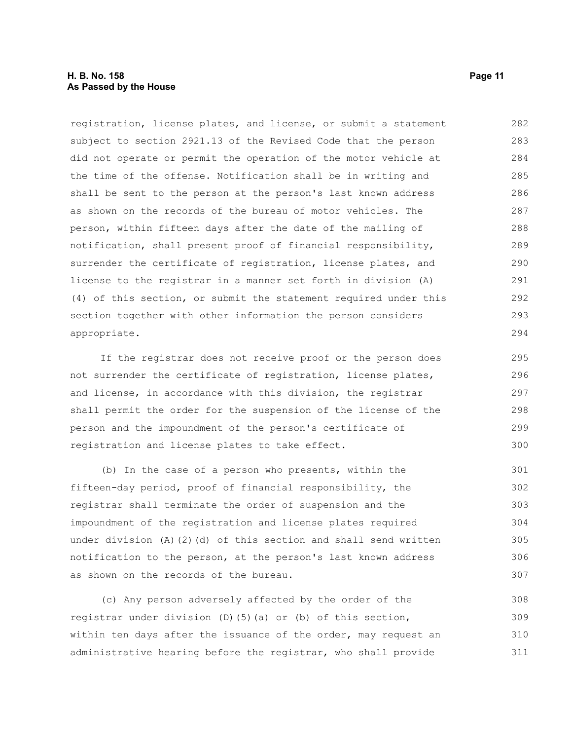registration, license plates, and license, or submit a statement subject to section 2921.13 of the Revised Code that the person did not operate or permit the operation of the motor vehicle at the time of the offense. Notification shall be in writing and shall be sent to the person at the person's last known address as shown on the records of the bureau of motor vehicles. The person, within fifteen days after the date of the mailing of notification, shall present proof of financial responsibility, surrender the certificate of registration, license plates, and license to the registrar in a manner set forth in division (A)(4) of this section, or submit the statement required under this section together with other information the person considers appropriate.

If the registrar does not receive proof or the person does not surrender the certificate of registration, license plates, and license, in accordance with this division, the registrar shall permit the order for the suspension of the license of the person and the impoundment of the person's certificate of registration and license plates to take effect.

(b) In the case of a person who presents, within the fifteen-day period, proof of financial responsibility, the registrar shall terminate the order of suspension and the impoundment of the registration and license plates required under division (A)(2)(d) of this section and shall send written notification to the person, at the person's last known address as shown on the records of the bureau.

(c) Any person adversely affected by the order of the registrar under division (D)(5)(a) or (b) of this section, within ten days after the issuance of the order, may request an administrative hearing before the registrar, who shall provide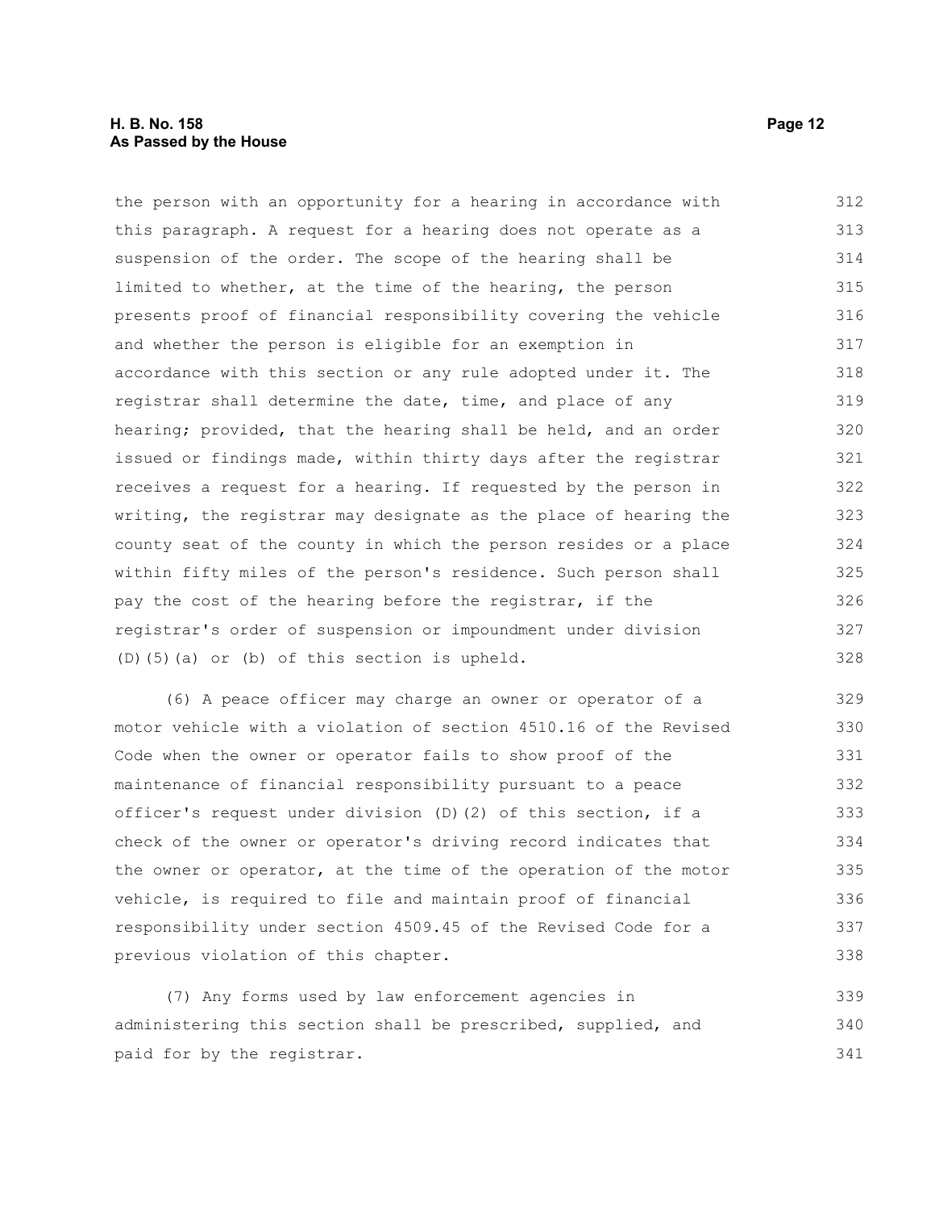the person with an opportunity for a hearing in accordance with this paragraph. A request for a hearing does not operate as a suspension of the order. The scope of the hearing shall be limited to whether, at the time of the hearing, the person presents proof of financial responsibility covering the vehicle and whether the person is eligible for an exemption in accordance with this section or any rule adopted under it. The registrar shall determine the date, time, and place of any hearing; provided, that the hearing shall be held, and an order issued or findings made, within thirty days after the registrar receives a request for a hearing. If requested by the person in writing, the registrar may designate as the place of hearing the county seat of the county in which the person resides or a place within fifty miles of the person's residence. Such person shall pay the cost of the hearing before the registrar, if the registrar's order of suspension or impoundment under division (D)(5)(a) or (b) of this section is upheld.

(6) A peace officer may charge an owner or operator of a motor vehicle with a violation of section 4510.16 of the Revised Code when the owner or operator fails to show proof of the maintenance of financial responsibility pursuant to a peace officer's request under division (D)(2) of this section, if a check of the owner or operator's driving record indicates that the owner or operator, at the time of the operation of the motor vehicle, is required to file and maintain proof of financial responsibility under section 4509.45 of the Revised Code for a previous violation of this chapter.

(7) Any forms used by law enforcement agencies in administering this section shall be prescribed, supplied, and paid for by the registrar.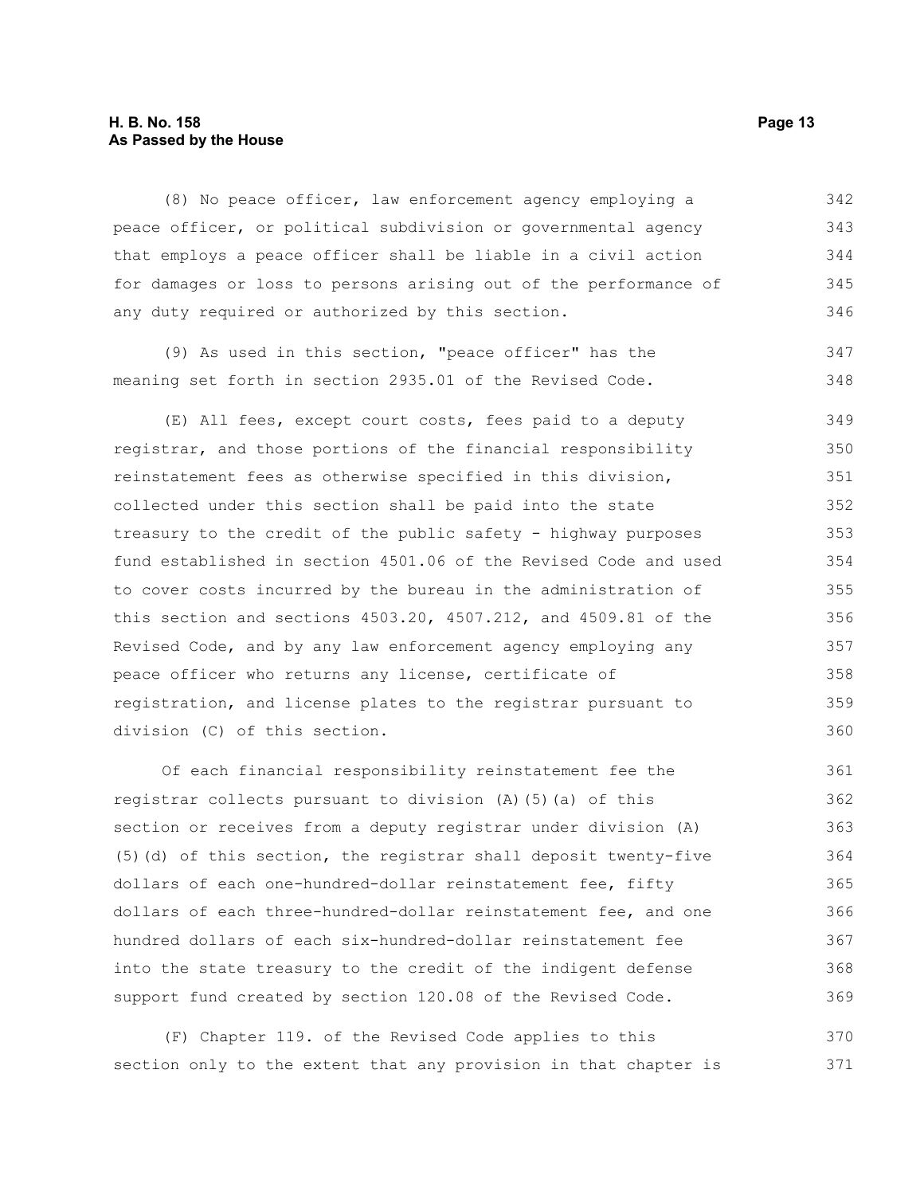(8) No peace officer, law enforcement agency employing a peace officer, or political subdivision or governmental agency that employs a peace officer shall be liable in a civil action for damages or loss to persons arising out of the performance of any duty required or authorized by this section.

(9) As used in this section, "peace officer" has the meaning set forth in section 2935.01 of the Revised Code.

(E) All fees, except court costs, fees paid to a deputy registrar, and those portions of the financial responsibility reinstatement fees as otherwise specified in this division, collected under this section shall be paid into the state treasury to the credit of the public safety - highway purposes fund established in section 4501.06 of the Revised Code and used to cover costs incurred by the bureau in the administration of this section and sections 4503.20, 4507.212, and 4509.81 of the Revised Code, and by any law enforcement agency employing any peace officer who returns any license, certificate of registration, and license plates to the registrar pursuant to division (C) of this section.

Of each financial responsibility reinstatement fee the registrar collects pursuant to division (A)(5)(a) of this section or receives from a deputy registrar under division (A)(5)(d) of this section, the registrar shall deposit twenty-five dollars of each one-hundred-dollar reinstatement fee, fifty dollars of each three-hundred-dollar reinstatement fee, and one hundred dollars of each six-hundred-dollar reinstatement fee into the state treasury to the credit of the indigent defense support fund created by section 120.08 of the Revised Code.

(F) Chapter 119. of the Revised Code applies to this section only to the extent that any provision in that chapter is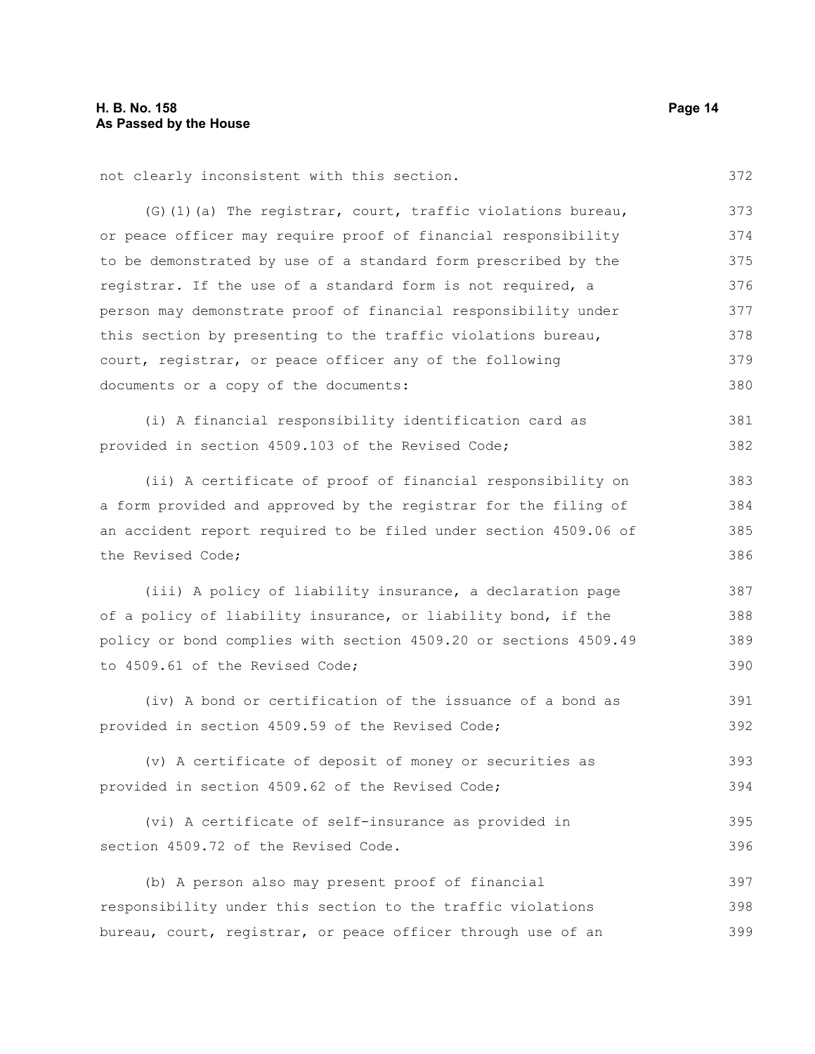not clearly inconsistent with this section.

(G)(1)(a) The registrar, court, traffic violations bureau, or peace officer may require proof of financial responsibility to be demonstrated by use of a standard form prescribed by the registrar. If the use of a standard form is not required, a person may demonstrate proof of financial responsibility under this section by presenting to the traffic violations bureau, court, registrar, or peace officer any of the following documents or a copy of the documents:

(i) A financial responsibility identification card as provided in section 4509.103 of the Revised Code;

(ii) A certificate of proof of financial responsibility on a form provided and approved by the registrar for the filing of an accident report required to be filed under section 4509.06 of the Revised Code;

(iii) A policy of liability insurance, a declaration page of a policy of liability insurance, or liability bond, if the policy or bond complies with section 4509.20 or sections 4509.49 to 4509.61 of the Revised Code;

(iv) A bond or certification of the issuance of a bond as provided in section 4509.59 of the Revised Code;

(v) A certificate of deposit of money or securities as provided in section 4509.62 of the Revised Code;

(vi) A certificate of self-insurance as provided in section 4509.72 of the Revised Code.

(b) A person also may present proof of financial responsibility under this section to the traffic violations bureau, court, registrar, or peace officer through use of an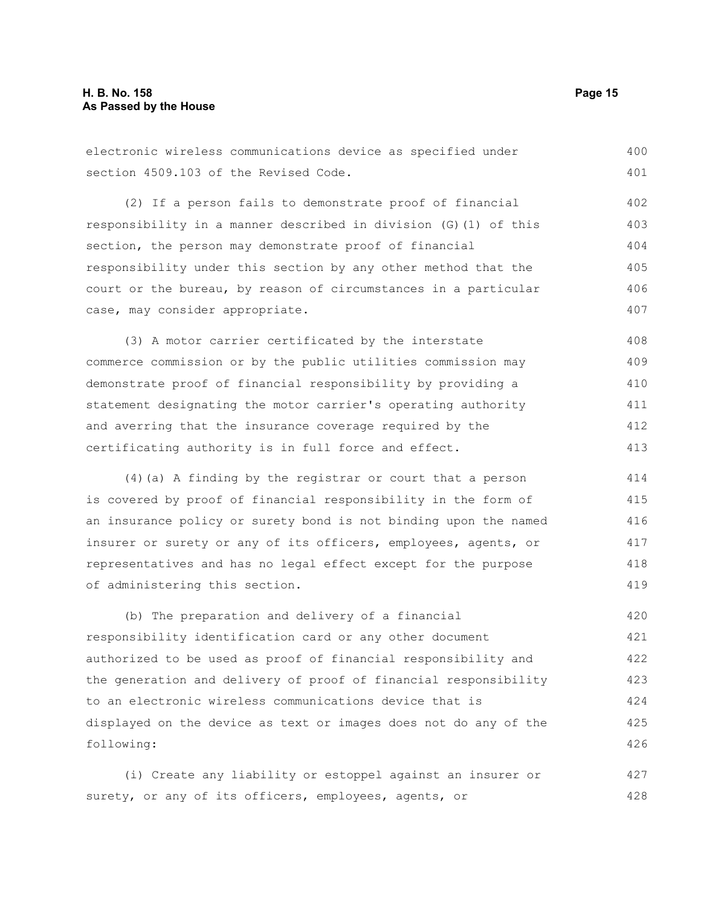electronic wireless communications device as specified under section 4509.103 of the Revised Code.

(2) If a person fails to demonstrate proof of financial responsibility in a manner described in division (G)(1) of this section, the person may demonstrate proof of financial responsibility under this section by any other method that the court or the bureau, by reason of circumstances in a particular case, may consider appropriate.

(3) A motor carrier certificated by the interstate commerce commission or by the public utilities commission may demonstrate proof of financial responsibility by providing a statement designating the motor carrier's operating authority and averring that the insurance coverage required by the certificating authority is in full force and effect.

(4)(a) A finding by the registrar or court that a person is covered by proof of financial responsibility in the form of an insurance policy or surety bond is not binding upon the named insurer or surety or any of its officers, employees, agents, or representatives and has no legal effect except for the purpose of administering this section.

(b) The preparation and delivery of a financial responsibility identification card or any other document authorized to be used as proof of financial responsibility and the generation and delivery of proof of financial responsibility to an electronic wireless communications device that is displayed on the device as text or images does not do any of the following:

(i) Create any liability or estoppel against an insurer or surety, or any of its officers, employees, agents, or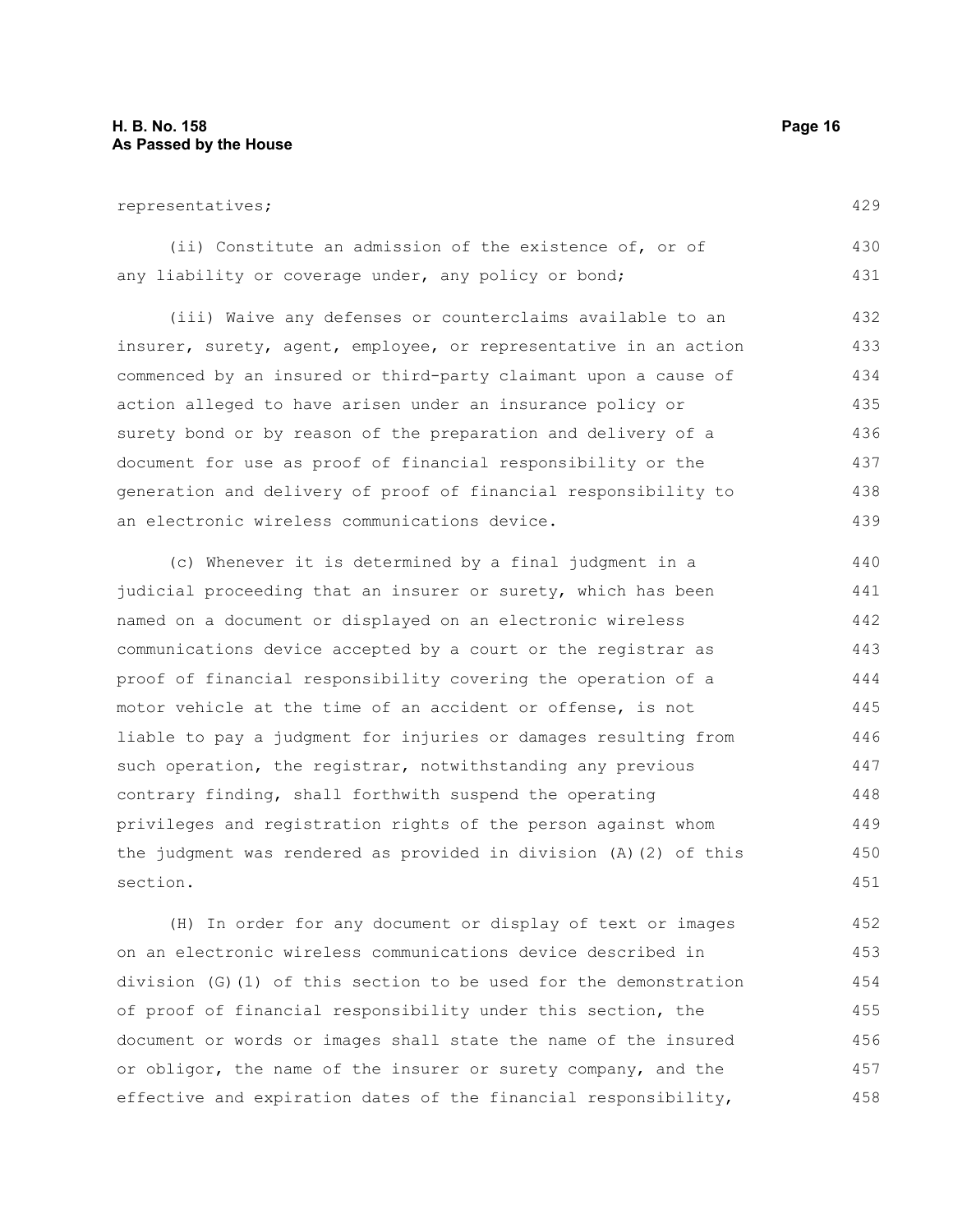representatives;

(ii) Constitute an admission of the existence of, or of any liability or coverage under, any policy or bond;

(iii) Waive any defenses or counterclaims available to an insurer, surety, agent, employee, or representative in an action commenced by an insured or third-party claimant upon a cause of action alleged to have arisen under an insurance policy or surety bond or by reason of the preparation and delivery of a document for use as proof of financial responsibility or the generation and delivery of proof of financial responsibility to an electronic wireless communications device.

(c) Whenever it is determined by a final judgment in a judicial proceeding that an insurer or surety, which has been named on a document or displayed on an electronic wireless communications device accepted by a court or the registrar as proof of financial responsibility covering the operation of a motor vehicle at the time of an accident or offense, is not liable to pay a judgment for injuries or damages resulting from such operation, the registrar, notwithstanding any previous contrary finding, shall forthwith suspend the operating privileges and registration rights of the person against whom the judgment was rendered as provided in division (A)(2) of this section.

(H) In order for any document or display of text or images on an electronic wireless communications device described in division (G)(1) of this section to be used for the demonstration of proof of financial responsibility under this section, the document or words or images shall state the name of the insured or obligor, the name of the insurer or surety company, and the effective and expiration dates of the financial responsibility,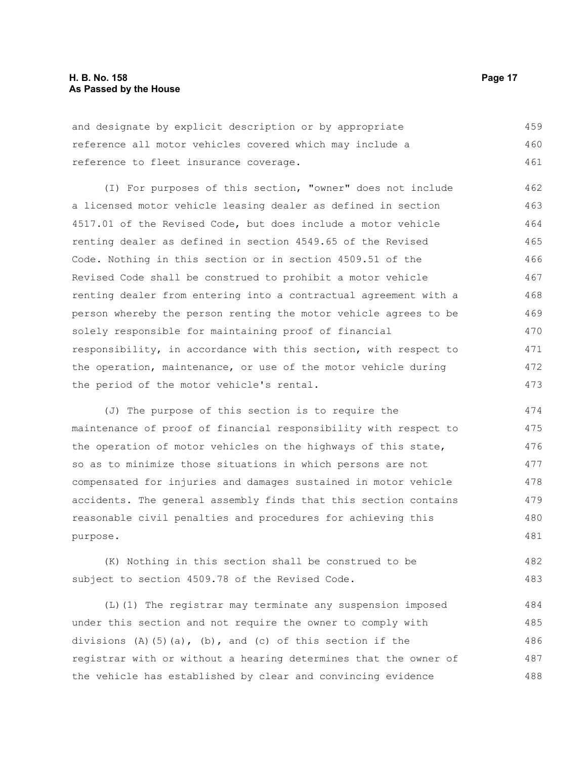and designate by explicit description or by appropriate reference all motor vehicles covered which may include a reference to fleet insurance coverage.

(I) For purposes of this section, "owner" does not include a licensed motor vehicle leasing dealer as defined in section 4517.01 of the Revised Code, but does include a motor vehicle renting dealer as defined in section 4549.65 of the Revised Code. Nothing in this section or in section 4509.51 of the Revised Code shall be construed to prohibit a motor vehicle renting dealer from entering into a contractual agreement with a person whereby the person renting the motor vehicle agrees to be solely responsible for maintaining proof of financial responsibility, in accordance with this section, with respect to the operation, maintenance, or use of the motor vehicle during the period of the motor vehicle's rental.

(J) The purpose of this section is to require the maintenance of proof of financial responsibility with respect to the operation of motor vehicles on the highways of this state, so as to minimize those situations in which persons are not compensated for injuries and damages sustained in motor vehicle accidents. The general assembly finds that this section contains reasonable civil penalties and procedures for achieving this purpose.

(K) Nothing in this section shall be construed to be subject to section 4509.78 of the Revised Code.

(L)(1) The registrar may terminate any suspension imposed under this section and not require the owner to comply with divisions (A)(5)(a), (b), and (c) of this section if the registrar with or without a hearing determines that the owner of the vehicle has established by clear and convincing evidence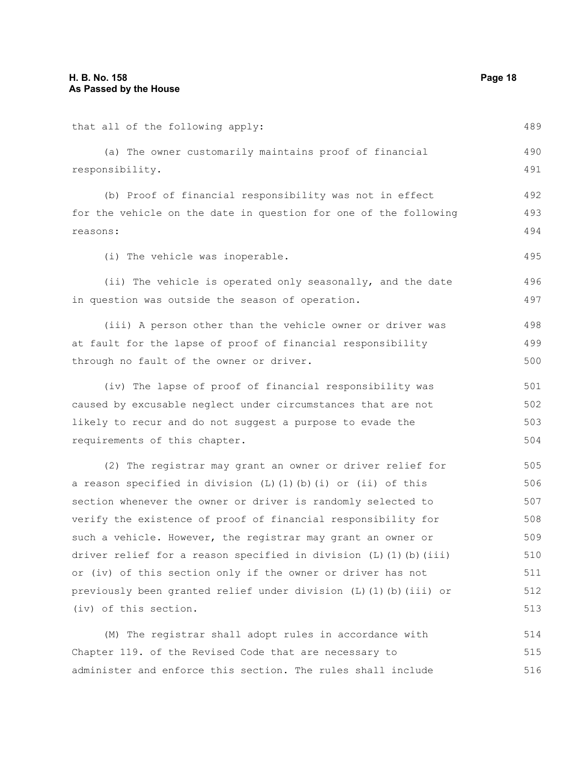that all of the following apply:

(a) The owner customarily maintains proof of financial responsibility.

(b) Proof of financial responsibility was not in effect for the vehicle on the date in question for one of the following reasons:

(i) The vehicle was inoperable.

(ii) The vehicle is operated only seasonally, and the date in question was outside the season of operation.

(iii) A person other than the vehicle owner or driver was at fault for the lapse of proof of financial responsibility through no fault of the owner or driver.

(iv) The lapse of proof of financial responsibility was caused by excusable neglect under circumstances that are not likely to recur and do not suggest a purpose to evade the requirements of this chapter.

(2) The registrar may grant an owner or driver relief for a reason specified in division (L)(1)(b)(i) or (ii) of this section whenever the owner or driver is randomly selected to verify the existence of proof of financial responsibility for such a vehicle. However, the registrar may grant an owner or driver relief for a reason specified in division (L)(1)(b)(iii) or (iv) of this section only if the owner or driver has not previously been granted relief under division (L)(1)(b)(iii) or (iv) of this section.

(M) The registrar shall adopt rules in accordance with Chapter 119. of the Revised Code that are necessary to administer and enforce this section. The rules shall include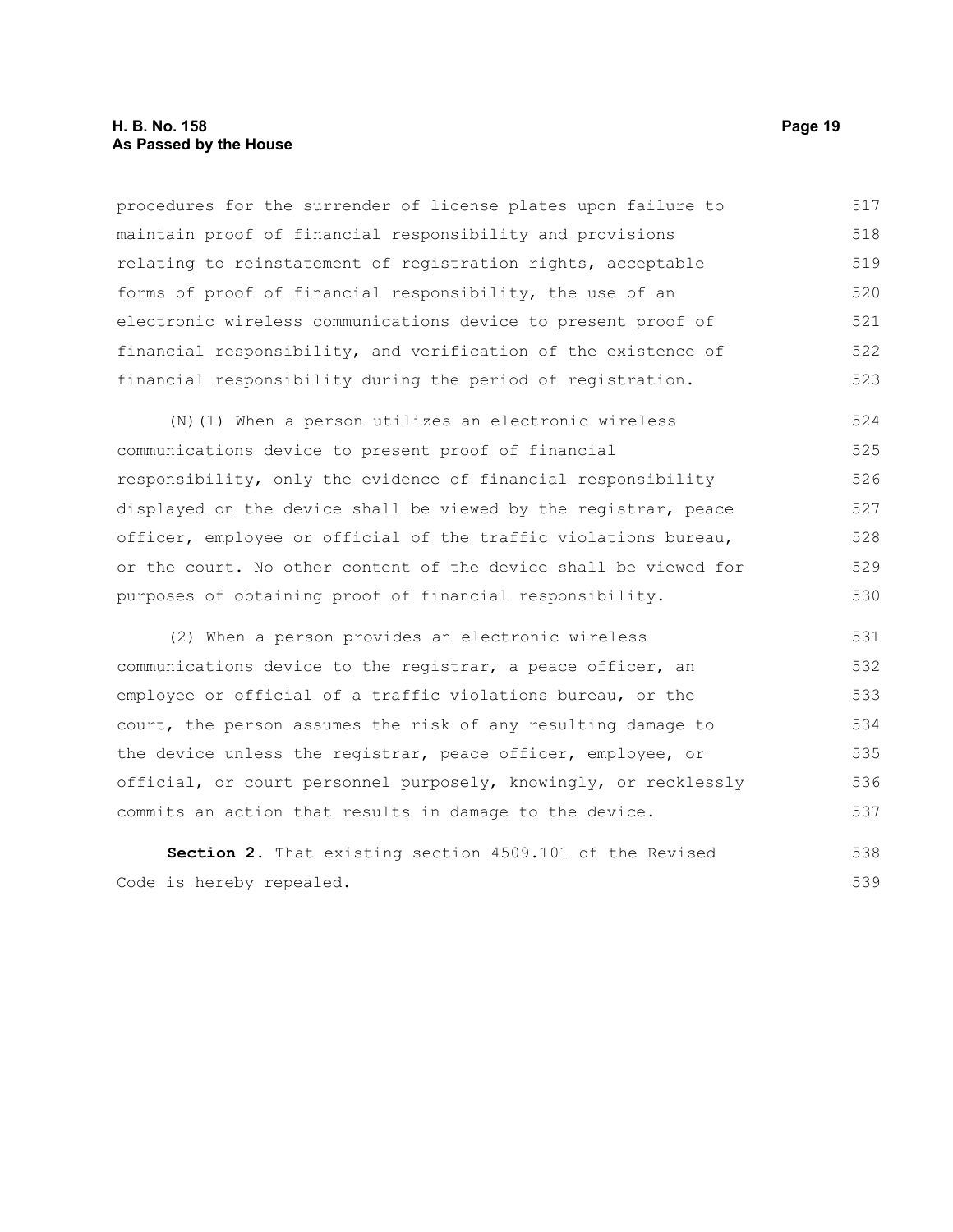procedures for the surrender of license plates upon failure to maintain proof of financial responsibility and provisions relating to reinstatement of registration rights, acceptable forms of proof of financial responsibility, the use of an electronic wireless communications device to present proof of financial responsibility, and verification of the existence of financial responsibility during the period of registration.

(N)(1) When a person utilizes an electronic wireless communications device to present proof of financial responsibility, only the evidence of financial responsibility displayed on the device shall be viewed by the registrar, peace officer, employee or official of the traffic violations bureau, or the court. No other content of the device shall be viewed for purposes of obtaining proof of financial responsibility.

(2) When a person provides an electronic wireless communications device to the registrar, a peace officer, an employee or official of a traffic violations bureau, or the court, the person assumes the risk of any resulting damage to the device unless the registrar, peace officer, employee, or official, or court personnel purposely, knowingly, or recklessly commits an action that results in damage to the device.

**Section 2.** That existing section 4509.101 of the Revised Code is hereby repealed.